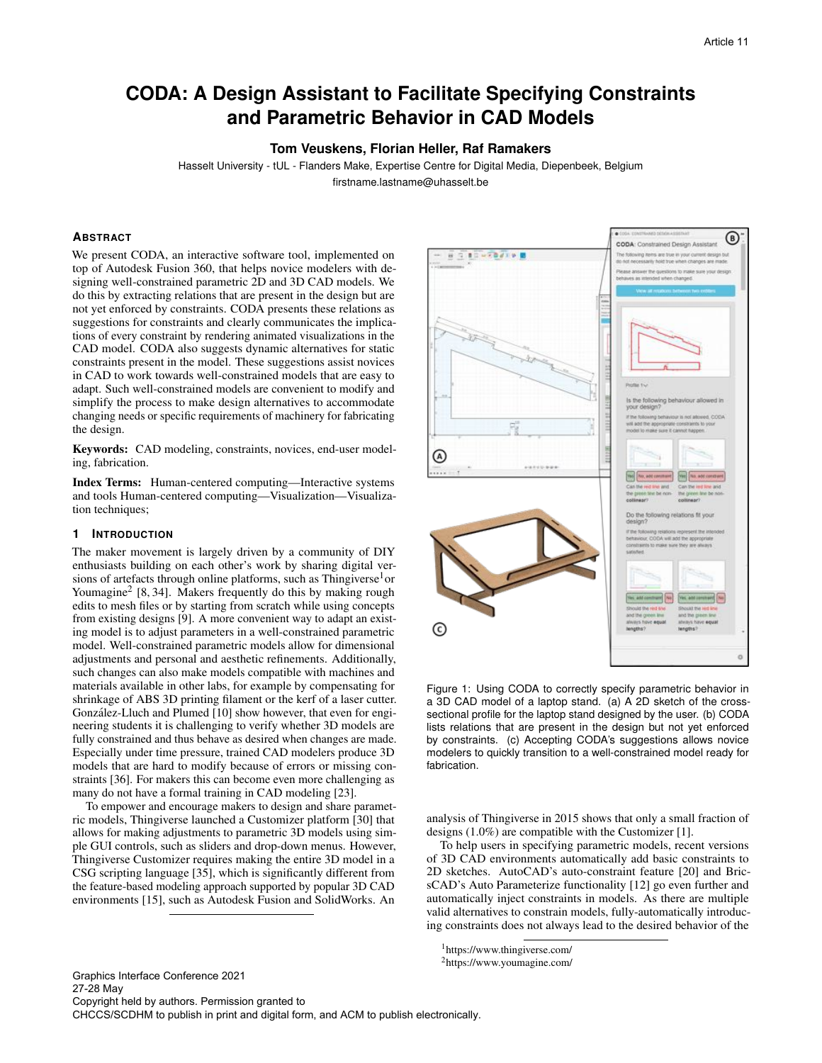# CODA: A Design Assistant to Facilitate Specifying Constraints and Parametric Behavior in CAD Models

**Tom Veuskens, Florian Heller, Raf Ramakers**

Hasselt University - tUL - Flanders Make, Expertise Centre for Digital Media, Diepenbeek, Belgium

firstname.lastname@uhasselt.be

## Abstract

We present CODA, an interactive software tool, implemented on top of Autodesk Fusion 360, that helps novice modelers with designing well-constrained parametric 2D and 3D CAD models. We do this by extracting relations that are present in the design but are not yet enforced by constraints. CODA presents these relations as suggestions for constraints and clearly communicates the implications of every constraint by rendering animated visualizations in the CAD model. CODA also suggests dynamic alternatives for static constraints present in the model. These suggestions assist novices in CAD to work towards well-constrained models that are easy to adapt. Such well-constrained models are convenient to modify and simplify the process to make design alternatives to accommodate changing needs or specific requirements of machinery for fabricating the design.

**Keywords:** CAD modeling, constraints, novices, end-user modeling, fabrication.

**Index Terms:** Human-centered computing—Interactive systems and tools Human-centered computing—Visualization—Visualization techniques;

## 1 Introduction

The maker movement is largely driven by a community of DIY enthusiasts building on each other's work by sharing digital versions of artefacts through online platforms, such as Thingiverse[1] or Youmagine[2] [8, 34]. Makers frequently do this by making rough edits to mesh files or by starting from scratch while using concepts from existing designs [9]. A more convenient way to adapt an existing model is to adjust parameters in a well-constrained parametric model. Well-constrained parametric models allow for dimensional adjustments and personal and aesthetic refinements. Additionally, such changes can also make models compatible with machines and materials available in other labs, for example by compensating for shrinkage of ABS 3D printing filament or the kerf of a laser cutter. González-Lluch and Plumed [10] show however, that even for engineering students it is challenging to verify whether 3D models are fully constrained and thus behave as desired when changes are made. Especially under time pressure, trained CAD modelers produce 3D models that are hard to modify because of errors or missing constraints [36]. For makers this can become even more challenging as many do not have a formal training in CAD modeling [23].

To empower and encourage makers to design and share parametric models, Thingiverse launched a Customizer platform [30] that allows for making adjustments to parametric 3D models using simple GUI controls, such as sliders and drop-down menus. However, Thingiverse Customizer requires making the entire 3D model in a CSG scripting language [35], which is significantly different from the feature-based modeling approach supported by popular 3D CAD environments [15], such as Autodesk Fusion and SolidWorks. An analysis of Thingiverse in 2015 shows that only a small fraction of designs (1.0%) are compatible with the Customizer [1].

Figure 1: Using CODA to correctly specify parametric behavior in a 3D CAD model of a laptop stand. (a) A 2D sketch of the cross-sectional profile for the laptop stand designed by the user. (b) CODA lists relations that are present in the design but not yet enforced by constraints. (c) Accepting CODA's suggestions allows novice modelers to quickly transition to a well-constrained model ready for fabrication.

To help users in specifying parametric models, recent versions of 3D CAD environments automatically add basic constraints to 2D sketches. AutoCAD's auto-constraint feature [20] and BricsCAD's Auto Parameterize functionality [12] go even further and automatically inject constraints in models. As there are multiple valid alternatives to constrain models, fully-automatically introducing constraints does not always lead to the desired behavior of the

[1] https://www.thingiverse.com/

[2] https://www.youmagine.com/

Graphics Interface Conference 2021
27-28 May
Copyright held by authors. Permission granted to
CHCCS/SCDHM to publish in print and digital form, and ACM to publish electronically.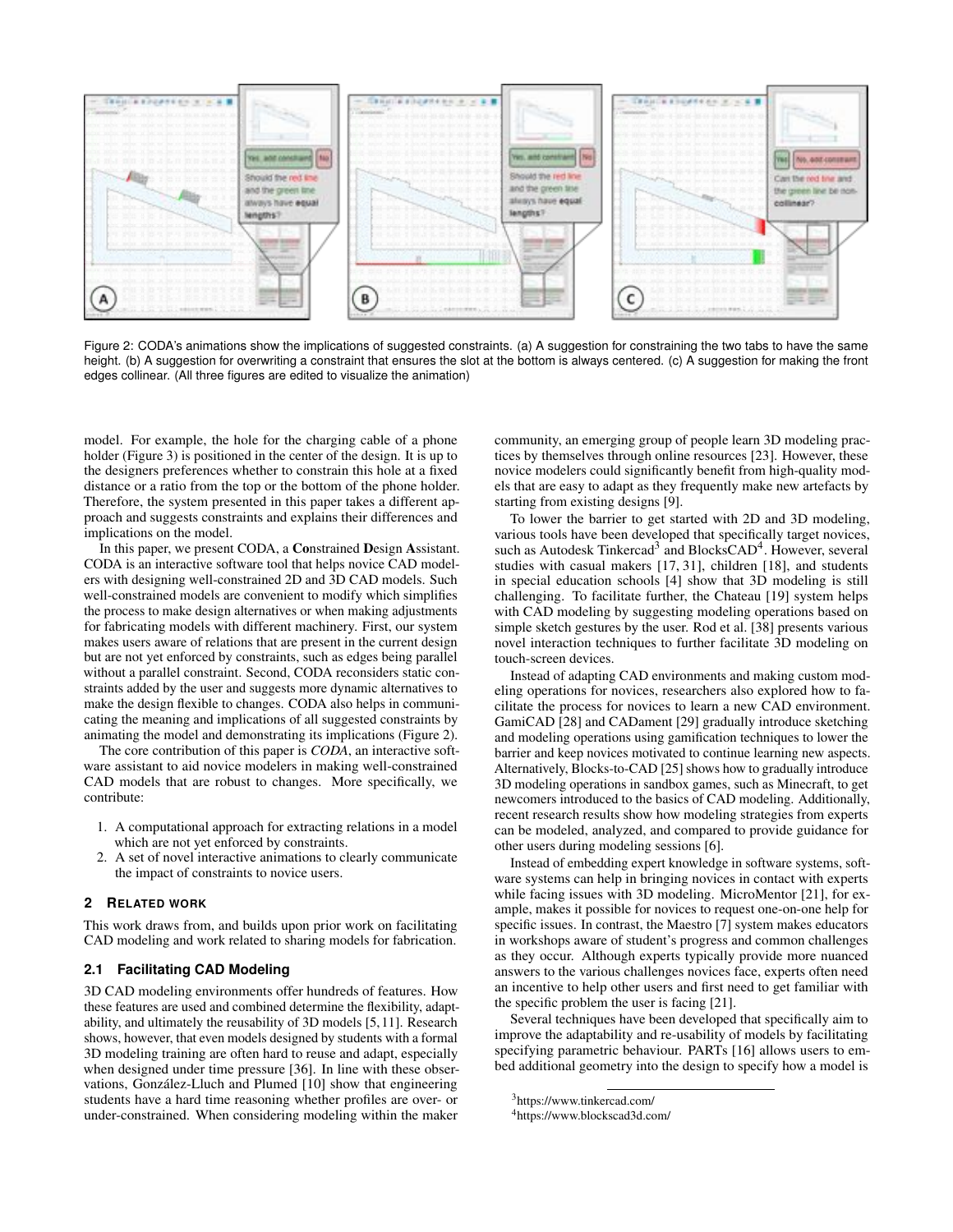Figure 2: CODA's animations show the implications of suggested constraints. (a) A suggestion for constraining the two tabs to have the same height. (b) A suggestion for overwriting a constraint that ensures the slot at the bottom is always centered. (c) A suggestion for making the front edges collinear. (All three figures are edited to visualize the animation)

model. For example, the hole for the charging cable of a phone holder (Figure 3) is positioned in the center of the design. It is up to the designers preferences whether to constrain this hole at a fixed distance or a ratio from the top or the bottom of the phone holder. Therefore, the system presented in this paper takes a different approach and suggests constraints and explains their differences and implications on the model.

In this paper, we present CODA, a **Co**nstrained **D**esign **A**ssistant. CODA is an interactive software tool that helps novice CAD modelers with designing well-constrained 2D and 3D CAD models. Such well-constrained models are convenient to modify which simplifies the process to make design alternatives or when making adjustments for fabricating models with different machinery. First, our system makes users aware of relations that are present in the current design but are not yet enforced by constraints, such as edges being parallel without a parallel constraint. Second, CODA reconsiders static constraints added by the user and suggests more dynamic alternatives to make the design flexible to changes. CODA also helps in communicating the meaning and implications of all suggested constraints by animating the model and demonstrating its implications (Figure 2).

The core contribution of this paper is *CODA*, an interactive software assistant to aid novice modelers in making well-constrained CAD models that are robust to changes. More specifically, we contribute:

1. A computational approach for extracting relations in a model which are not yet enforced by constraints.
2. A set of novel interactive animations to clearly communicate the impact of constraints to novice users.

## 2 Related Work

This work draws from, and builds upon prior work on facilitating CAD modeling and work related to sharing models for fabrication.

### 2.1 Facilitating CAD Modeling

3D CAD modeling environments offer hundreds of features. How these features are used and combined determine the flexibility, adaptability, and ultimately the reusability of 3D models [5, 11]. Research shows, however, that even models designed by students with a formal 3D modeling training are often hard to reuse and adapt, especially when designed under time pressure [36]. In line with these observations, González-Lluch and Plumed [10] show that engineering students have a hard time reasoning whether profiles are over- or under-constrained. When considering modeling within the maker community, an emerging group of people learn 3D modeling practices by themselves through online resources [23]. However, these novice modelers could significantly benefit from high-quality models that are easy to adapt as they frequently make new artefacts by starting from existing designs [9].

To lower the barrier to get started with 2D and 3D modeling, various tools have been developed that specifically target novices, such as Autodesk Tinkercad[3] and BlocksCAD[4]. However, several studies with casual makers [17, 31], children [18], and students in special education schools [4] show that 3D modeling is still challenging. To facilitate further, the Chateau [19] system helps with CAD modeling by suggesting modeling operations based on simple sketch gestures by the user. Rod et al. [38] presents various novel interaction techniques to further facilitate 3D modeling on touch-screen devices.

Instead of adapting CAD environments and making custom modeling operations for novices, researchers also explored how to facilitate the process for novices to learn a new CAD environment. GamiCAD [28] and CADament [29] gradually introduce sketching and modeling operations using gamification techniques to lower the barrier and keep novices motivated to continue learning new aspects. Alternatively, Blocks-to-CAD [25] shows how to gradually introduce 3D modeling operations in sandbox games, such as Minecraft, to get newcomers introduced to the basics of CAD modeling. Additionally, recent research results show how modeling strategies from experts can be modeled, analyzed, and compared to provide guidance for other users during modeling sessions [6].

Instead of embedding expert knowledge in software systems, software systems can help in bringing novices in contact with experts while facing issues with 3D modeling. MicroMentor [21], for example, makes it possible for novices to request one-on-one help for specific issues. In contrast, the Maestro [7] system makes educators in workshops aware of student's progress and common challenges as they occur. Although experts typically provide more nuanced answers to the various challenges novices face, experts often need an incentive to help other users and first need to get familiar with the specific problem the user is facing [21].

Several techniques have been developed that specifically aim to improve the adaptability and re-usability of models by facilitating specifying parametric behaviour. PARTs [16] allows users to embed additional geometry into the design to specify how a model is

[3]https://www.tinkercad.com/

[4]https://www.blockscad3d.com/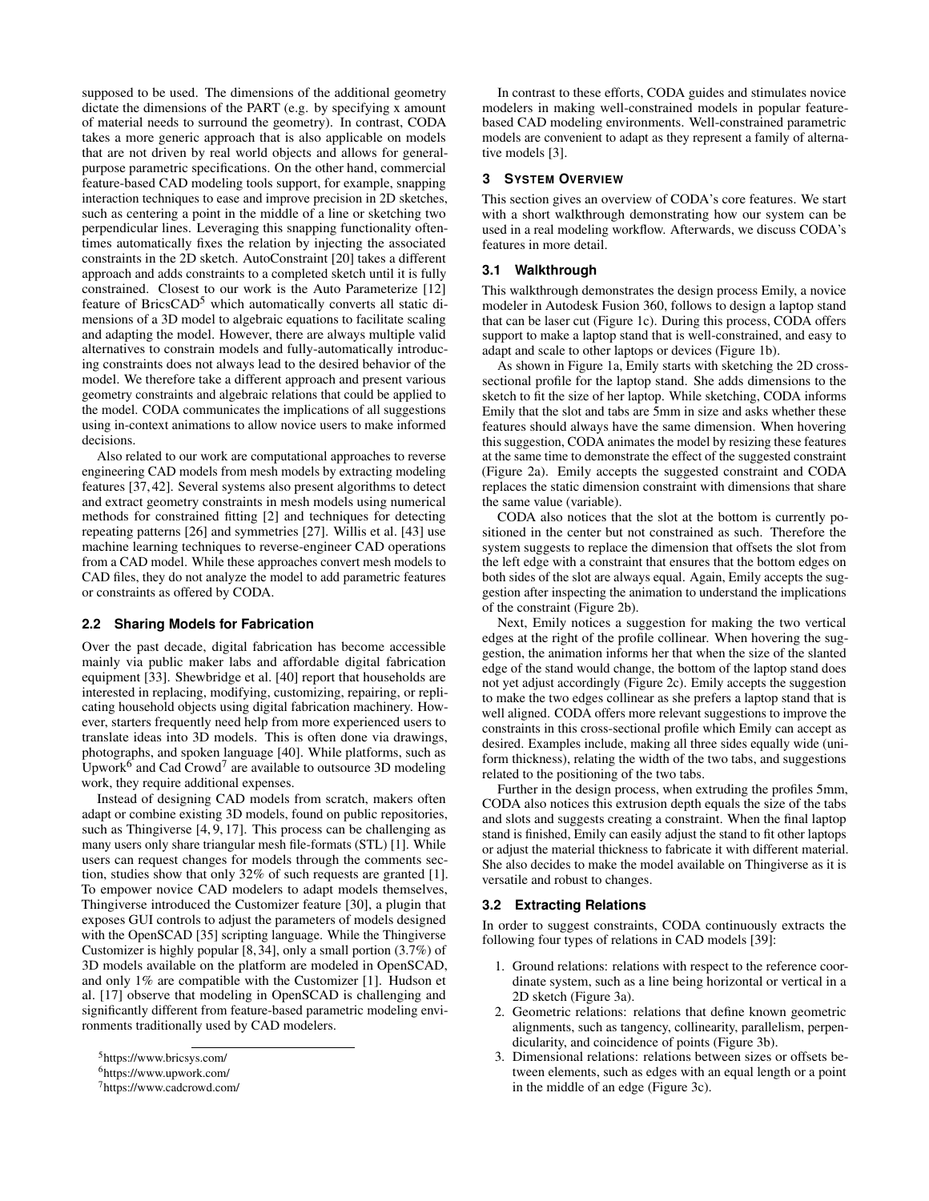supposed to be used. The dimensions of the additional geometry dictate the dimensions of the PART (e.g. by specifying x amount of material needs to surround the geometry). In contrast, CODA takes a more generic approach that is also applicable on models that are not driven by real world objects and allows for general-purpose parametric specifications. On the other hand, commercial feature-based CAD modeling tools support, for example, snapping interaction techniques to ease and improve precision in 2D sketches, such as centering a point in the middle of a line or sketching two perpendicular lines. Leveraging this snapping functionality oftentimes automatically fixes the relation by injecting the associated constraints in the 2D sketch. AutoConstraint [20] takes a different approach and adds constraints to a completed sketch until it is fully constrained. Closest to our work is the Auto Parameterize [12] feature of BricsCAD[5] which automatically converts all static dimensions of a 3D model to algebraic equations to facilitate scaling and adapting the model. However, there are always multiple valid alternatives to constrain models and fully-automatically introducing constraints does not always lead to the desired behavior of the model. We therefore take a different approach and present various geometry constraints and algebraic relations that could be applied to the model. CODA communicates the implications of all suggestions using in-context animations to allow novice users to make informed decisions.

Also related to our work are computational approaches to reverse engineering CAD models from mesh models by extracting modeling features [37, 42]. Several systems also present algorithms to detect and extract geometry constraints in mesh models using numerical methods for constrained fitting [2] and techniques for detecting repeating patterns [26] and symmetries [27]. Willis et al. [43] use machine learning techniques to reverse-engineer CAD operations from a CAD model. While these approaches convert mesh models to CAD files, they do not analyze the model to add parametric features or constraints as offered by CODA.

### 2.2 Sharing Models for Fabrication

Over the past decade, digital fabrication has become accessible mainly via public maker labs and affordable digital fabrication equipment [33]. Shewbridge et al. [40] report that households are interested in replacing, modifying, customizing, repairing, or replicating household objects using digital fabrication machinery. However, starters frequently need help from more experienced users to translate ideas into 3D models. This is often done via drawings, photographs, and spoken language [40]. While platforms, such as Upwork[6] and Cad Crowd[7] are available to outsource 3D modeling work, they require additional expenses.

Instead of designing CAD models from scratch, makers often adapt or combine existing 3D models, found on public repositories, such as Thingiverse [4, 9, 17]. This process can be challenging as many users only share triangular mesh file-formats (STL) [1]. While users can request changes for models through the comments section, studies show that only 32% of such requests are granted [1]. To empower novice CAD modelers to adapt models themselves, Thingiverse introduced the Customizer feature [30], a plugin that exposes GUI controls to adjust the parameters of models designed with the OpenSCAD [35] scripting language. While the Thingiverse Customizer is highly popular [8, 34], only a small portion (3.7%) of 3D models available on the platform are modeled in OpenSCAD, and only 1% are compatible with the Customizer [1]. Hudson et al. [17] observe that modeling in OpenSCAD is challenging and significantly different from feature-based parametric modeling environments traditionally used by CAD modelers.

[5] https://www.bricsys.com/

[6] https://www.upwork.com/

[7] https://www.cadcrowd.com/

In contrast to these efforts, CODA guides and stimulates novice modelers in making well-constrained models in popular feature-based CAD modeling environments. Well-constrained parametric models are convenient to adapt as they represent a family of alternative models [3].

## 3 System Overview

This section gives an overview of CODA's core features. We start with a short walkthrough demonstrating how our system can be used in a real modeling workflow. Afterwards, we discuss CODA's features in more detail.

### 3.1 Walkthrough

This walkthrough demonstrates the design process Emily, a novice modeler in Autodesk Fusion 360, follows to design a laptop stand that can be laser cut (Figure 1c). During this process, CODA offers support to make a laptop stand that is well-constrained, and easy to adapt and scale to other laptops or devices (Figure 1b).

As shown in Figure 1a, Emily starts with sketching the 2D cross-sectional profile for the laptop stand. She adds dimensions to the sketch to fit the size of her laptop. While sketching, CODA informs Emily that the slot and tabs are 5mm in size and asks whether these features should always have the same dimension. When hovering this suggestion, CODA animates the model by resizing these features at the same time to demonstrate the effect of the suggested constraint (Figure 2a). Emily accepts the suggested constraint and CODA replaces the static dimension constraint with dimensions that share the same value (variable).

CODA also notices that the slot at the bottom is currently positioned in the center but not constrained as such. Therefore the system suggests to replace the dimension that offsets the slot from the left edge with a constraint that ensures that the bottom edges on both sides of the slot are always equal. Again, Emily accepts the suggestion after inspecting the animation to understand the implications of the constraint (Figure 2b).

Next, Emily notices a suggestion for making the two vertical edges at the right of the profile collinear. When hovering the suggestion, the animation informs her that when the size of the slanted edge of the stand would change, the bottom of the laptop stand does not yet adjust accordingly (Figure 2c). Emily accepts the suggestion to make the two edges collinear as she prefers a laptop stand that is well aligned. CODA offers more relevant suggestions to improve the constraints in this cross-sectional profile which Emily can accept as desired. Examples include, making all three sides equally wide (uniform thickness), relating the width of the two tabs, and suggestions related to the positioning of the two tabs.

Further in the design process, when extruding the profiles 5mm, CODA also notices this extrusion depth equals the size of the tabs and slots and suggests creating a constraint. When the final laptop stand is finished, Emily can easily adjust the stand to fit other laptops or adjust the material thickness to fabricate it with different material. She also decides to make the model available on Thingiverse as it is versatile and robust to changes.

### 3.2 Extracting Relations

In order to suggest constraints, CODA continuously extracts the following four types of relations in CAD models [39]:

1. Ground relations: relations with respect to the reference coordinate system, such as a line being horizontal or vertical in a 2D sketch (Figure 3a).
2. Geometric relations: relations that define known geometric alignments, such as tangency, collinearity, parallelism, perpendicularity, and coincidence of points (Figure 3b).
3. Dimensional relations: relations between sizes or offsets between elements, such as edges with an equal length or a point in the middle of an edge (Figure 3c).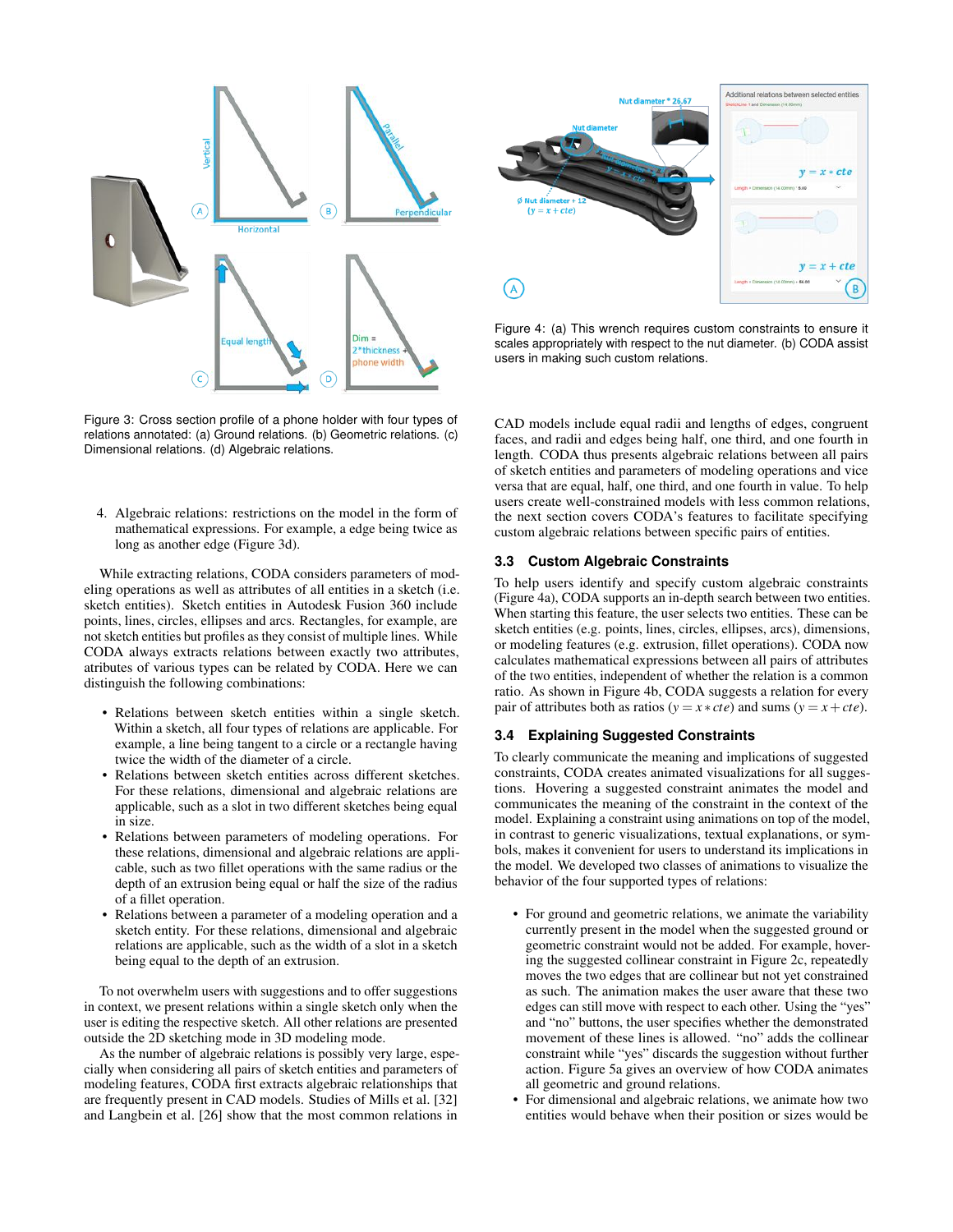Figure 3: Cross section profile of a phone holder with four types of relations annotated: (a) Ground relations. (b) Geometric relations. (c) Dimensional relations. (d) Algebraic relations.

4. Algebraic relations: restrictions on the model in the form of mathematical expressions. For example, a edge being twice as long as another edge (Figure 3d).

While extracting relations, CODA considers parameters of modeling operations as well as attributes of all entities in a sketch (i.e. sketch entities). Sketch entities in Autodesk Fusion 360 include points, lines, circles, ellipses and arcs. Rectangles, for example, are not sketch entities but profiles as they consist of multiple lines. While CODA always extracts relations between exactly two attributes, atributes of various types can be related by CODA. Here we can distinguish the following combinations:

- Relations between sketch entities within a single sketch. Within a sketch, all four types of relations are applicable. For example, a line being tangent to a circle or a rectangle having twice the width of the diameter of a circle.
- Relations between sketch entities across different sketches. For these relations, dimensional and algebraic relations are applicable, such as a slot in two different sketches being equal in size.
- Relations between parameters of modeling operations. For these relations, dimensional and algebraic relations are applicable, such as two fillet operations with the same radius or the depth of an extrusion being equal or half the size of the radius of a fillet operation.
- Relations between a parameter of a modeling operation and a sketch entity. For these relations, dimensional and algebraic relations are applicable, such as the width of a slot in a sketch being equal to the depth of an extrusion.

To not overwhelm users with suggestions and to offer suggestions in context, we present relations within a single sketch only when the user is editing the respective sketch. All other relations are presented outside the 2D sketching mode in 3D modeling mode.

As the number of algebraic relations is possibly very large, especially when considering all pairs of sketch entities and parameters of modeling features, CODA first extracts algebraic relationships that are frequently present in CAD models. Studies of Mills et al. [32] and Langbein et al. [26] show that the most common relations in CAD models include equal radii and lengths of edges, congruent faces, and radii and edges being half, one third, and one fourth in length. CODA thus presents algebraic relations between all pairs of sketch entities and parameters of modeling operations and vice versa that are equal, half, one third, and one fourth in value. To help users create well-constrained models with less common relations, the next section covers CODA's features to facilitate specifying custom algebraic relations between specific pairs of entities.

Figure 4: (a) This wrench requires custom constraints to ensure it scales appropriately with respect to the nut diameter. (b) CODA assist users in making such custom relations.

### 3.3 Custom Algebraic Constraints

To help users identify and specify custom algebraic constraints (Figure 4a), CODA supports an in-depth search between two entities. When starting this feature, the user selects two entities. These can be sketch entities (e.g. points, lines, circles, ellipses, arcs), dimensions, or modeling features (e.g. extrusion, fillet operations). CODA now calculates mathematical expressions between all pairs of attributes of the two entities, independent of whether the relation is a common ratio. As shown in Figure 4b, CODA suggests a relation for every pair of attributes both as ratios ($y = x * cte$) and sums ($y = x + cte$).

### 3.4 Explaining Suggested Constraints

To clearly communicate the meaning and implications of suggested constraints, CODA creates animated visualizations for all suggestions. Hovering a suggested constraint animates the model and communicates the meaning of the constraint in the context of the model. Explaining a constraint using animations on top of the model, in contrast to generic visualizations, textual explanations, or symbols, makes it convenient for users to understand its implications in the model. We developed two classes of animations to visualize the behavior of the four supported types of relations:

- For ground and geometric relations, we animate the variability currently present in the model when the suggested ground or geometric constraint would not be added. For example, hovering the suggested collinear constraint in Figure 2c, repeatedly moves the two edges that are collinear but not yet constrained as such. The animation makes the user aware that these two edges can still move with respect to each other. Using the "yes" and "no" buttons, the user specifies whether the demonstrated movement of these lines is allowed. "no" adds the collinear constraint while "yes" discards the suggestion without further action. Figure 5a gives an overview of how CODA animates all geometric and ground relations.
- For dimensional and algebraic relations, we animate how two entities would behave when their position or sizes would be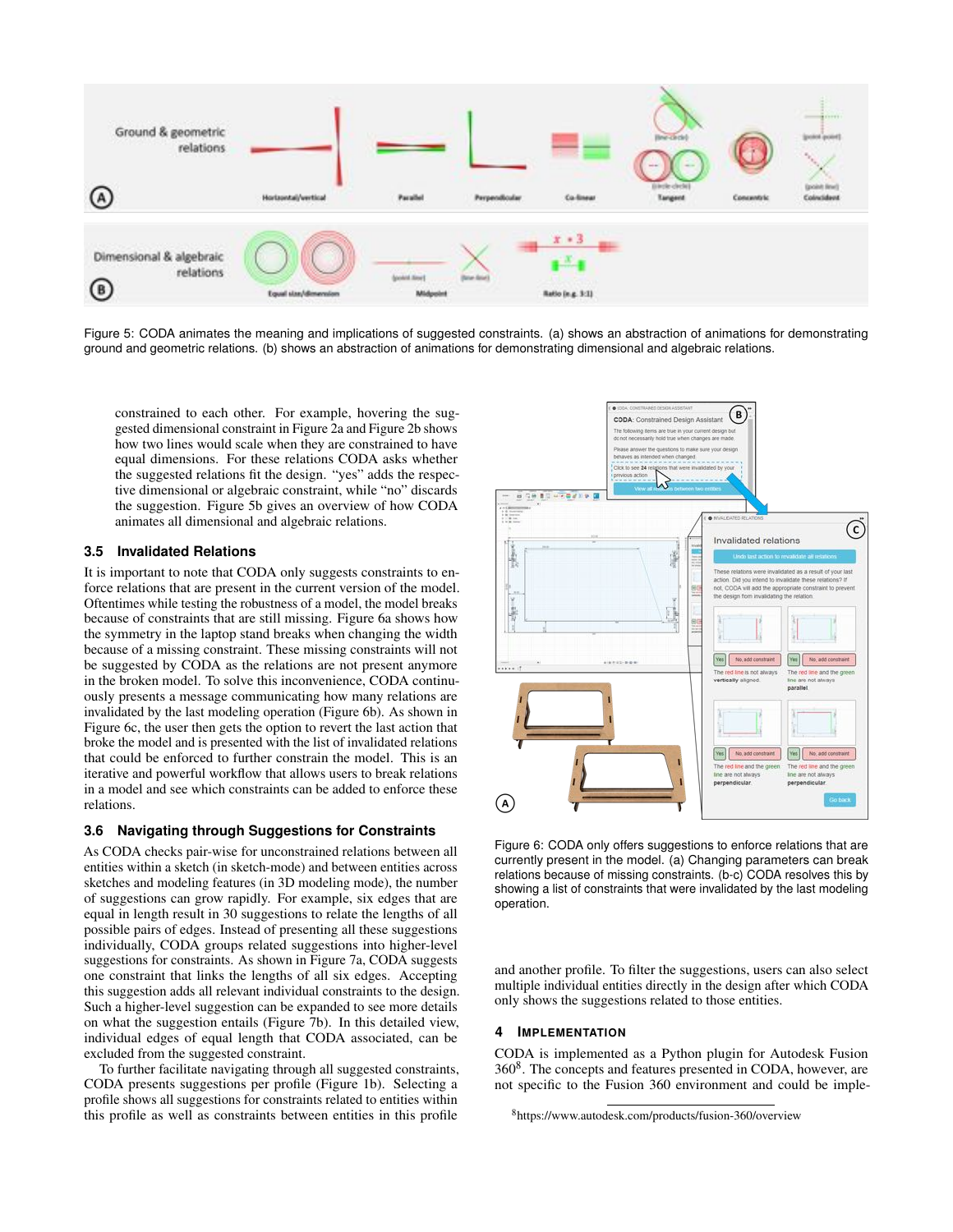Figure 5: CODA animates the meaning and implications of suggested constraints. (a) shows an abstraction of animations for demonstrating ground and geometric relations. (b) shows an abstraction of animations for demonstrating dimensional and algebraic relations.

constrained to each other. For example, hovering the suggested dimensional constraint in Figure 2a and Figure 2b shows how two lines would scale when they are constrained to have equal dimensions. For these relations CODA asks whether the suggested relations fit the design. "yes" adds the respective dimensional or algebraic constraint, while "no" discards the suggestion. Figure 5b gives an overview of how CODA animates all dimensional and algebraic relations.

### 3.5 Invalidated Relations

It is important to note that CODA only suggests constraints to enforce relations that are present in the current version of the model. Oftentimes while testing the robustness of a model, the model breaks because of constraints that are still missing. Figure 6a shows how the symmetry in the laptop stand breaks when changing the width because of a missing constraint. These missing constraints will not be suggested by CODA as the relations are not present anymore in the broken model. To solve this inconvenience, CODA continuously presents a message communicating how many relations are invalidated by the last modeling operation (Figure 6b). As shown in Figure 6c, the user then gets the option to revert the last action that broke the model and is presented with the list of invalidated relations that could be enforced to further constrain the model. This is an iterative and powerful workflow that allows users to break relations in a model and see which constraints can be added to enforce these relations.

### 3.6 Navigating through Suggestions for Constraints

As CODA checks pair-wise for unconstrained relations between all entities within a sketch (in sketch-mode) and between entities across sketches and modeling features (in 3D modeling mode), the number of suggestions can grow rapidly. For example, six edges that are equal in length result in 30 suggestions to relate the lengths of all possible pairs of edges. Instead of presenting all these suggestions individually, CODA groups related suggestions into higher-level suggestions for constraints. As shown in Figure 7a, CODA suggests one constraint that links the lengths of all six edges. Accepting this suggestion adds all relevant individual constraints to the design. Such a higher-level suggestion can be expanded to see more details on what the suggestion entails (Figure 7b). In this detailed view, individual edges of equal length that CODA associated, can be excluded from the suggested constraint.

To further facilitate navigating through all suggested constraints, CODA presents suggestions per profile (Figure 1b). Selecting a profile shows all suggestions for constraints related to entities within this profile as well as constraints between entities in this profile and another profile. To filter the suggestions, users can also select multiple individual entities directly in the design after which CODA only shows the suggestions related to those entities.

Figure 6: CODA only offers suggestions to enforce relations that are currently present in the model. (a) Changing parameters can break relations because of missing constraints. (b-c) CODA resolves this by showing a list of constraints that were invalidated by the last modeling operation.

## 4 Implementation

CODA is implemented as a Python plugin for Autodesk Fusion 360[8]. The concepts and features presented in CODA, however, are not specific to the Fusion 360 environment and could be imple-

[8]https://www.autodesk.com/products/fusion-360/overview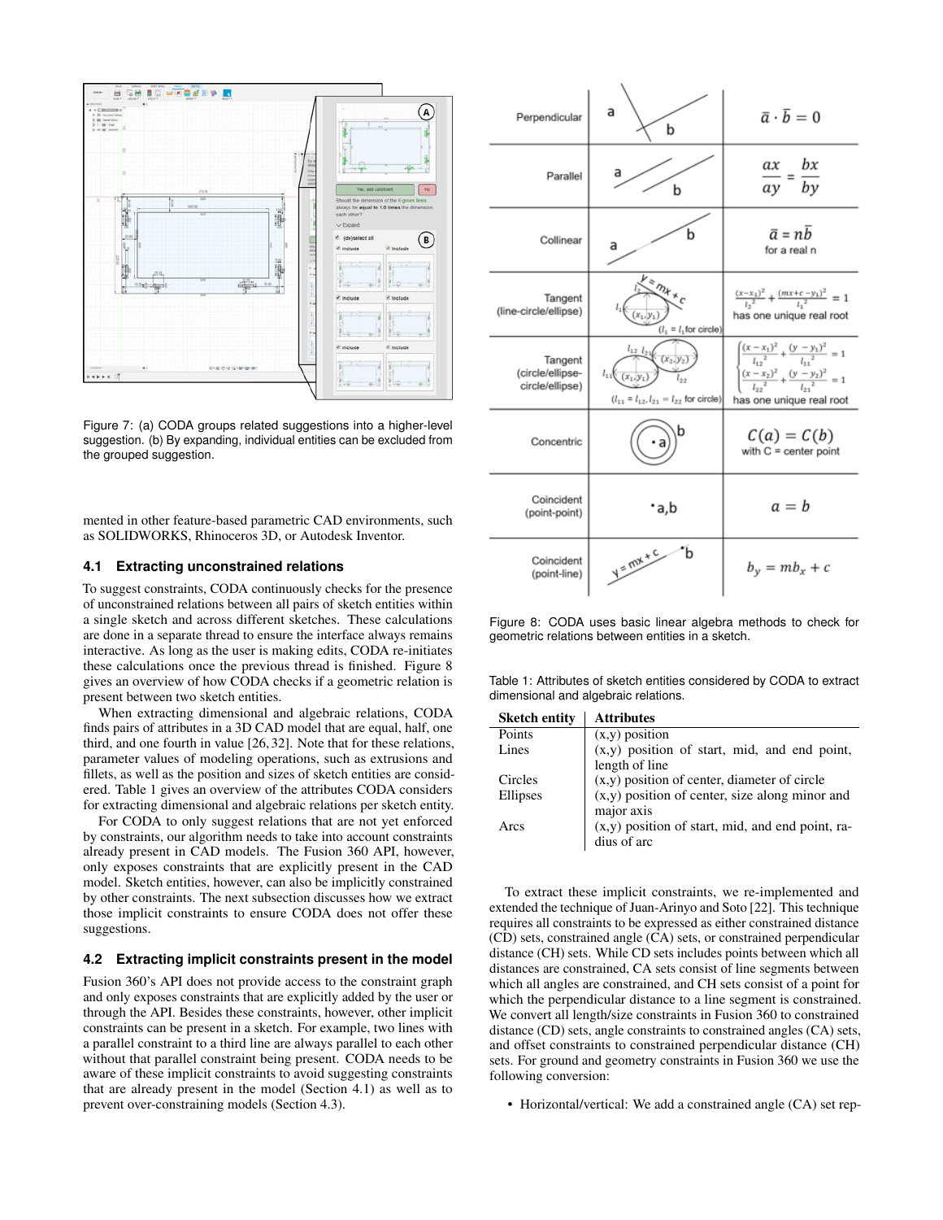Figure 7: (a) CODA groups related suggestions into a higher-level suggestion. (b) By expanding, individual entities can be excluded from the grouped suggestion.

mented in other feature-based parametric CAD environments, such as SOLIDWORKS, Rhinoceros 3D, or Autodesk Inventor.

### 4.1 Extracting unconstrained relations

To suggest constraints, CODA continuously checks for the presence of unconstrained relations between all pairs of sketch entities within a single sketch and across different sketches. These calculations are done in a separate thread to ensure the interface always remains interactive. As long as the user is making edits, CODA re-initiates these calculations once the previous thread is finished. Figure 8 gives an overview of how CODA checks if a geometric relation is present between two sketch entities.

When extracting dimensional and algebraic relations, CODA finds pairs of attributes in a 3D CAD model that are equal, half, one third, and one fourth in value [26, 32]. Note that for these relations, parameter values of modeling operations, such as extrusions and fillets, as well as the position and sizes of sketch entities are considered. Table 1 gives an overview of the attributes CODA considers for extracting dimensional and algebraic relations per sketch entity.

For CODA to only suggest relations that are not yet enforced by constraints, our algorithm needs to take into account constraints already present in CAD models. The Fusion 360 API, however, only exposes constraints that are explicitly present in the CAD model. Sketch entities, however, can also be implicitly constrained by other constraints. The next subsection discusses how we extract those implicit constraints to ensure CODA does not offer these suggestions.

### 4.2 Extracting implicit constraints present in the model

Fusion 360's API does not provide access to the constraint graph and only exposes constraints that are explicitly added by the user or through the API. Besides these constraints, however, other implicit constraints can be present in a sketch. For example, two lines with a parallel constraint to a third line are always parallel to each other without that parallel constraint being present. CODA needs to be aware of these implicit constraints to avoid suggesting constraints that are already present in the model (Section 4.1) as well as to prevent over-constraining models (Section 4.3).

| Relation | | Check |
|---|---|---|
| Perpendicular | | $\bar{a} \cdot \bar{b} = 0$ |
| Parallel | | $\frac{ax}{ay} = \frac{bx}{by}$ |
| Collinear | | $\bar{a} = n\bar{b}$ for a real n |
| Tangent (line-circle/ellipse) | $(l_1 = l_1$ for circle) | $\frac{(x-x_1)^2}{l_2{}^2} + \frac{(mx+c-y_1)^2}{l_1{}^2} = 1$ has one unique real root |
| Tangent (circle/ellipse-circle/ellipse) | $(l_{11} = l_{12}, l_{21} = l_{22}$ for circle) | $\begin{cases} \frac{(x-x_1)^2}{l_{12}{}^2} + \frac{(y-y_1)^2}{l_{11}{}^2} = 1 \\ \frac{(x-x_2)^2}{l_{22}{}^2} + \frac{(y-y_2)^2}{l_{21}{}^2} = 1 \end{cases}$ has one unique real root |
| Concentric | | $C(a) = C(b)$ with C = center point |
| Coincident (point-point) | | $a = b$ |
| Coincident (point-line) | | $b_y = mb_x + c$ |

Figure 8: CODA uses basic linear algebra methods to check for geometric relations between entities in a sketch.

Table 1: Attributes of sketch entities considered by CODA to extract dimensional and algebraic relations.

| Sketch entity | Attributes |
|---|---|
| Points | (x,y) position |
| Lines | (x,y) position of start, mid, and end point, length of line |
| Circles | (x,y) position of center, diameter of circle |
| Ellipses | (x,y) position of center, size along minor and major axis |
| Arcs | (x,y) position of start, mid, and end point, radius of arc |

To extract these implicit constraints, we re-implemented and extended the technique of Juan-Arinyo and Soto [22]. This technique requires all constraints to be expressed as either constrained distance (CD) sets, constrained angle (CA) sets, or constrained perpendicular distance (CH) sets. While CD sets includes points between which all distances are constrained, CA sets consist of line segments between which all angles are constrained, and CH sets consist of a point for which the perpendicular distance to a line segment is constrained. We convert all length/size constraints in Fusion 360 to constrained distance (CD) sets, angle constraints to constrained angles (CA) sets, and offset constraints to constrained perpendicular distance (CH) sets. For ground and geometry constraints in Fusion 360 we use the following conversion:

- Horizontal/vertical: We add a constrained angle (CA) set rep-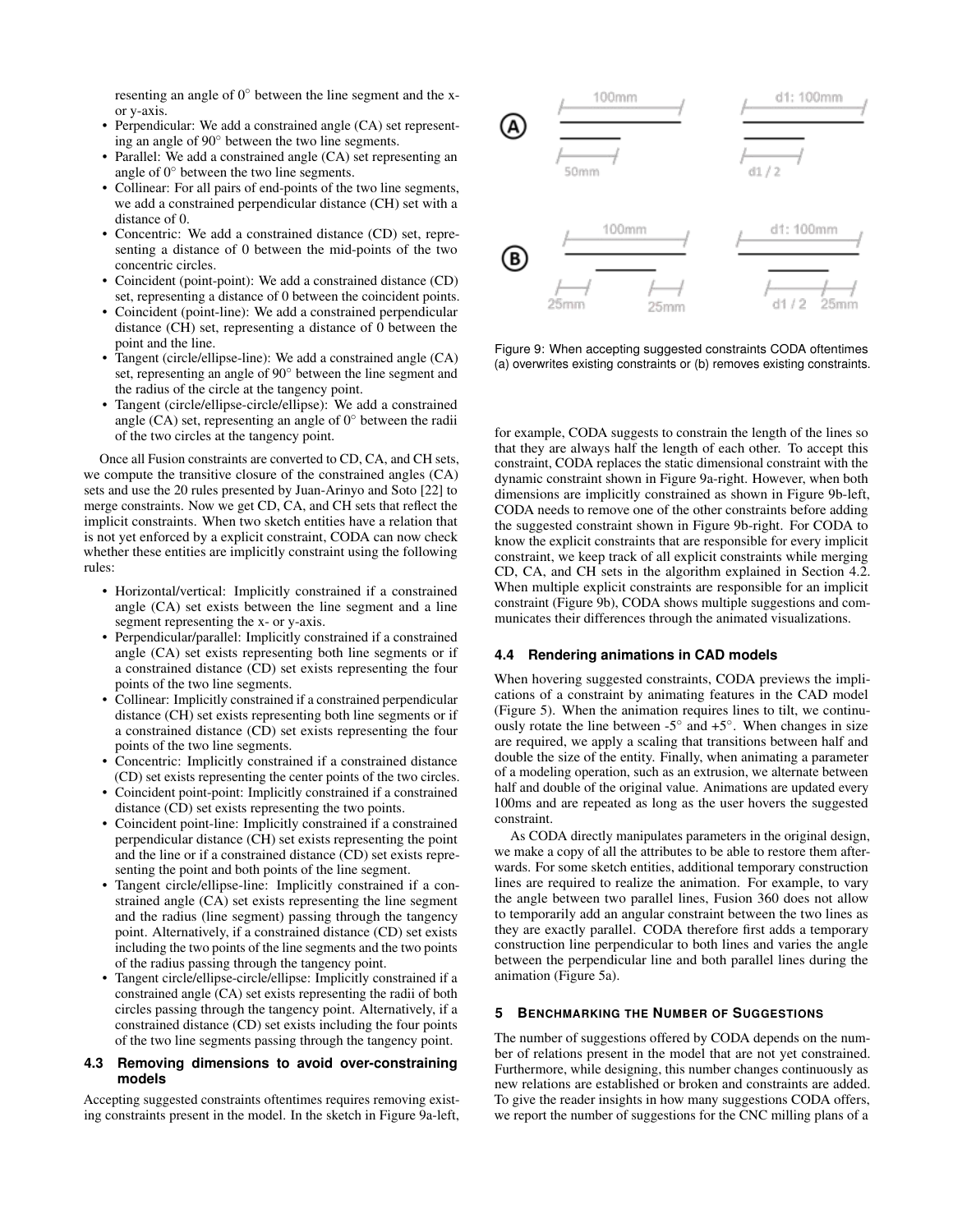resenting an angle of 0° between the line segment and the x- or y-axis.

- Perpendicular: We add a constrained angle (CA) set representing an angle of 90° between the two line segments.
- Parallel: We add a constrained angle (CA) set representing an angle of 0° between the two line segments.
- Collinear: For all pairs of end-points of the two line segments, we add a constrained perpendicular distance (CH) set with a distance of 0.
- Concentric: We add a constrained distance (CD) set, representing a distance of 0 between the mid-points of the two concentric circles.
- Coincident (point-point): We add a constrained distance (CD) set, representing a distance of 0 between the coincident points.
- Coincident (point-line): We add a constrained perpendicular distance (CH) set, representing a distance of 0 between the point and the line.
- Tangent (circle/ellipse-line): We add a constrained angle (CA) set, representing an angle of 90° between the line segment and the radius of the circle at the tangency point.
- Tangent (circle/ellipse-circle/ellipse): We add a constrained angle (CA) set, representing an angle of 0° between the radii of the two circles at the tangency point.

Once all Fusion constraints are converted to CD, CA, and CH sets, we compute the transitive closure of the constrained angles (CA) sets and use the 20 rules presented by Juan-Arinyo and Soto [22] to merge constraints. Now we get CD, CA, and CH sets that reflect the implicit constraints. When two sketch entities have a relation that is not yet enforced by a explicit constraint, CODA can now check whether these entities are implicitly constraint using the following rules:

- Horizontal/vertical: Implicitly constrained if a constrained angle (CA) set exists between the line segment and a line segment representing the x- or y-axis.
- Perpendicular/parallel: Implicitly constrained if a constrained angle (CA) set exists representing both line segments or if a constrained distance (CD) set exists representing the four points of the two line segments.
- Collinear: Implicitly constrained if a constrained perpendicular distance (CH) set exists representing both line segments or if a constrained distance (CD) set exists representing the four points of the two line segments.
- Concentric: Implicitly constrained if a constrained distance (CD) set exists representing the center points of the two circles.
- Coincident point-point: Implicitly constrained if a constrained distance (CD) set exists representing the two points.
- Coincident point-line: Implicitly constrained if a constrained perpendicular distance (CH) set exists representing the point and the line or if a constrained distance (CD) set exists representing the point and both points of the line segment.
- Tangent circle/ellipse-line: Implicitly constrained if a constrained angle (CA) set exists representing the line segment and the radius (line segment) passing through the tangency point. Alternatively, if a constrained distance (CD) set exists including the two points of the line segments and the two points of the radius passing through the tangency point.
- Tangent circle/ellipse-circle/ellipse: Implicitly constrained if a constrained angle (CA) set exists representing the radii of both circles passing through the tangency point. Alternatively, if a constrained distance (CD) set exists including the four points of the two line segments passing through the tangency point.

### 4.3 Removing dimensions to avoid over-constraining models

Accepting suggested constraints oftentimes requires removing existing constraints present in the model. In the sketch in Figure 9a-left, for example, CODA suggests to constrain the length of the lines so that they are always half the length of each other. To accept this constraint, CODA replaces the static dimensional constraint with the dynamic constraint shown in Figure 9a-right. However, when both dimensions are implicitly constrained as shown in Figure 9b-left, CODA needs to remove one of the other constraints before adding the suggested constraint shown in Figure 9b-right. For CODA to know the explicit constraints that are responsible for every implicit constraint, we keep track of all explicit constraints while merging CD, CA, and CH sets in the algorithm explained in Section 4.2. When multiple explicit constraints are responsible for an implicit constraint (Figure 9b), CODA shows multiple suggestions and communicates their differences through the animated visualizations.

Figure 9: When accepting suggested constraints CODA oftentimes (a) overwrites existing constraints or (b) removes existing constraints.

### 4.4 Rendering animations in CAD models

When hovering suggested constraints, CODA previews the implications of a constraint by animating features in the CAD model (Figure 5). When the animation requires lines to tilt, we continuously rotate the line between -5° and +5°. When changes in size are required, we apply a scaling that transitions between half and double the size of the entity. Finally, when animating a parameter of a modeling operation, such as an extrusion, we alternate between half and double of the original value. Animations are updated every 100ms and are repeated as long as the user hovers the suggested constraint.

As CODA directly manipulates parameters in the original design, we make a copy of all the attributes to be able to restore them afterwards. For some sketch entities, additional temporary construction lines are required to realize the animation. For example, to vary the angle between two parallel lines, Fusion 360 does not allow to temporarily add an angular constraint between the two lines as they are exactly parallel. CODA therefore first adds a temporary construction line perpendicular to both lines and varies the angle between the perpendicular line and both parallel lines during the animation (Figure 5a).

## 5 Benchmarking the Number of Suggestions

The number of suggestions offered by CODA depends on the number of relations present in the model that are not yet constrained. Furthermore, while designing, this number changes continuously as new relations are established or broken and constraints are added. To give the reader insights in how many suggestions CODA offers, we report the number of suggestions for the CNC milling plans of a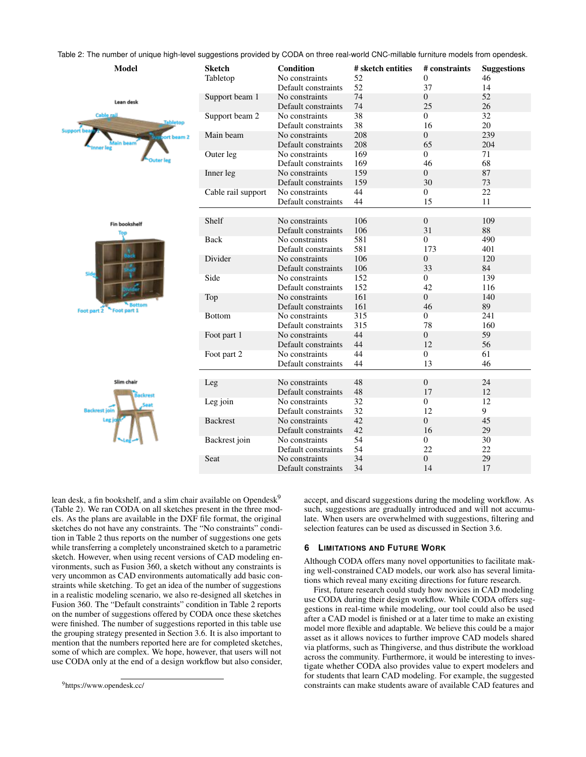Table 2: The number of unique high-level suggestions provided by CODA on three real-world CNC-millable furniture models from opendesk.

| Model | Sketch | Condition | # sketch entities | # constraints | Suggestions |
|---|---|---|---|---|---|
| Lean desk | Tabletop | No constraints | 52 | 0 | 46 |
| | | Default constraints | 52 | 37 | 14 |
| | Support beam 1 | No constraints | 74 | 0 | 52 |
| | | Default constraints | 74 | 25 | 26 |
| | Support beam 2 | No constraints | 38 | 0 | 32 |
| | | Default constraints | 38 | 16 | 20 |
| | Main beam | No constraints | 208 | 0 | 239 |
| | | Default constraints | 208 | 65 | 204 |
| | Outer leg | No constraints | 169 | 0 | 71 |
| | | Default constraints | 169 | 46 | 68 |
| | Inner leg | No constraints | 159 | 0 | 87 |
| | | Default constraints | 159 | 30 | 73 |
| | Cable rail support | No constraints | 44 | 0 | 22 |
| | | Default constraints | 44 | 15 | 11 |
| Fin bookshelf | Shelf | No constraints | 106 | 0 | 109 |
| | | Default constraints | 106 | 31 | 88 |
| | Back | No constraints | 581 | 0 | 490 |
| | | Default constraints | 581 | 173 | 401 |
| | Divider | No constraints | 106 | 0 | 120 |
| | | Default constraints | 106 | 33 | 84 |
| | Side | No constraints | 152 | 0 | 139 |
| | | Default constraints | 152 | 42 | 116 |
| | Top | No constraints | 161 | 0 | 140 |
| | | Default constraints | 161 | 46 | 89 |
| | Bottom | No constraints | 315 | 0 | 241 |
| | | Default constraints | 315 | 78 | 160 |
| | Foot part 1 | No constraints | 44 | 0 | 59 |
| | | Default constraints | 44 | 12 | 56 |
| | Foot part 2 | No constraints | 44 | 0 | 61 |
| | | Default constraints | 44 | 13 | 46 |
| Slim chair | Leg | No constraints | 48 | 0 | 24 |
| | | Default constraints | 48 | 17 | 12 |
| | Leg join | No constraints | 32 | 0 | 12 |
| | | Default constraints | 32 | 12 | 9 |
| | Backrest | No constraints | 42 | 0 | 45 |
| | | Default constraints | 42 | 16 | 29 |
| | Backrest join | No constraints | 54 | 0 | 30 |
| | | Default constraints | 54 | 22 | 22 |
| | Seat | No constraints | 34 | 0 | 29 |
| | | Default constraints | 34 | 14 | 17 |

lean desk, a fin bookshelf, and a slim chair available on Opendesk[9] (Table 2). We ran CODA on all sketches present in the three models. As the plans are available in the DXF file format, the original sketches do not have any constraints. The "No constraints" condition in Table 2 thus reports on the number of suggestions one gets while transferring a completely unconstrained sketch to a parametric sketch. However, when using recent versions of CAD modeling environments, such as Fusion 360, a sketch without any constraints is very uncommon as CAD environments automatically add basic constraints while sketching. To get an idea of the number of suggestions in a realistic modeling scenario, we also re-designed all sketches in Fusion 360. The "Default constraints" condition in Table 2 reports on the number of suggestions offered by CODA once these sketches were finished. The number of suggestions reported in this table use the grouping strategy presented in Section 3.6. It is also important to mention that the numbers reported here are for completed sketches, some of which are complex. We hope, however, that users will not use CODA only at the end of a design workflow but also consider, accept, and discard suggestions during the modeling workflow. As such, suggestions are gradually introduced and will not accumulate. When users are overwhelmed with suggestions, filtering and selection features can be used as discussed in Section 3.6.

[9]https://www.opendesk.cc/

## 6 Limitations and Future Work

Although CODA offers many novel opportunities to facilitate making well-constrained CAD models, our work also has several limitations which reveal many exciting directions for future research.

First, future research could study how novices in CAD modeling use CODA during their design workflow. While CODA offers suggestions in real-time while modeling, our tool could also be used after a CAD model is finished or at a later time to make an existing model more flexible and adaptable. We believe this could be a major asset as it allows novices to further improve CAD models shared via platforms, such as Thingiverse, and thus distribute the workload across the community. Furthermore, it would be interesting to investigate whether CODA also provides value to expert modelers and for students that learn CAD modeling. For example, the suggested constraints can make students aware of available CAD features and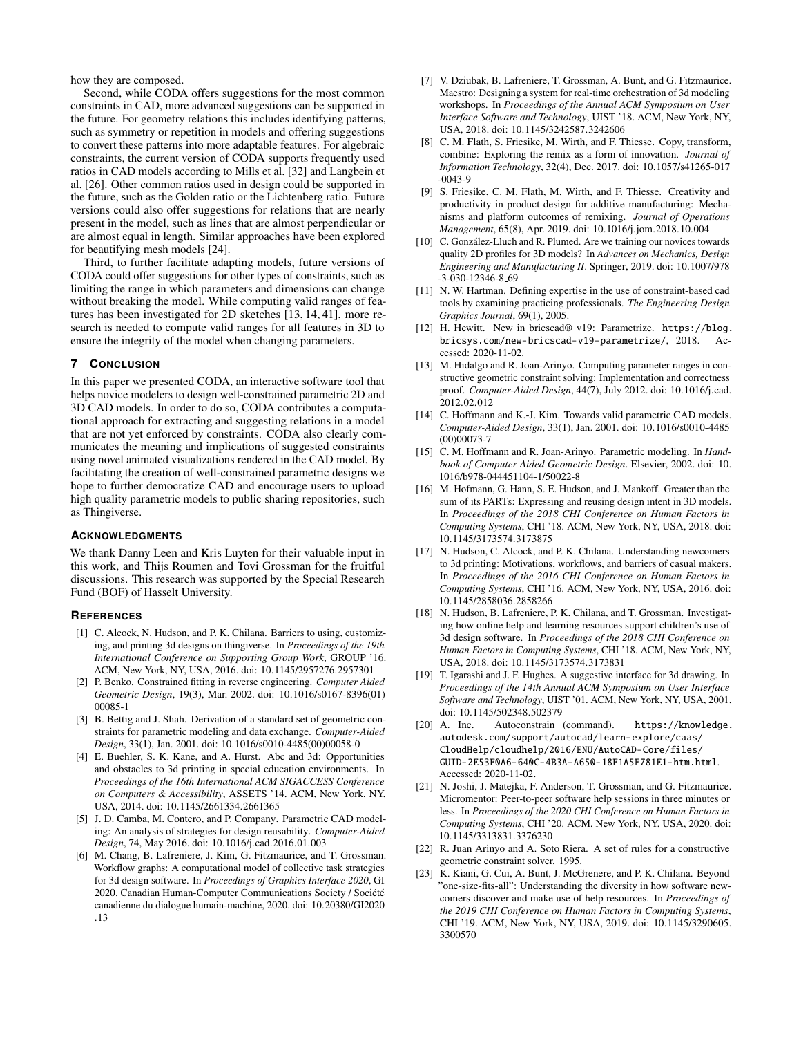how they are composed.

Second, while CODA offers suggestions for the most common constraints in CAD, more advanced suggestions can be supported in the future. For geometry relations this includes identifying patterns, such as symmetry or repetition in models and offering suggestions to convert these patterns into more adaptable features. For algebraic constraints, the current version of CODA supports frequently used ratios in CAD models according to Mills et al. [32] and Langbein et al. [26]. Other common ratios used in design could be supported in the future, such as the Golden ratio or the Lichtenberg ratio. Future versions could also offer suggestions for relations that are nearly present in the model, such as lines that are almost perpendicular or are almost equal in length. Similar approaches have been explored for beautifying mesh models [24].

Third, to further facilitate adapting models, future versions of CODA could offer suggestions for other types of constraints, such as limiting the range in which parameters and dimensions can change without breaking the model. While computing valid ranges of features has been investigated for 2D sketches [13, 14, 41], more research is needed to compute valid ranges for all features in 3D to ensure the integrity of the model when changing parameters.

## 7 Conclusion

In this paper we presented CODA, an interactive software tool that helps novice modelers to design well-constrained parametric 2D and 3D CAD models. In order to do so, CODA contributes a computational approach for extracting and suggesting relations in a model that are not yet enforced by constraints. CODA also clearly communicates the meaning and implications of suggested constraints using novel animated visualizations rendered in the CAD model. By facilitating the creation of well-constrained parametric designs we hope to further democratize CAD and encourage users to upload high quality parametric models to public sharing repositories, such as Thingiverse.

## Acknowledgments

We thank Danny Leen and Kris Luyten for their valuable input in this work, and Thijs Roumen and Tovi Grossman for the fruitful discussions. This research was supported by the Special Research Fund (BOF) of Hasselt University.

## References

[1] C. Alcock, N. Hudson, and P. K. Chilana. Barriers to using, customizing, and printing 3d designs on thingiverse. In *Proceedings of the 19th International Conference on Supporting Group Work*, GROUP '16. ACM, New York, NY, USA, 2016. doi: 10.1145/2957276.2957301

[2] P. Benko. Constrained fitting in reverse engineering. *Computer Aided Geometric Design*, 19(3), Mar. 2002. doi: 10.1016/s0167-8396(01)00085-1

[3] B. Bettig and J. Shah. Derivation of a standard set of geometric constraints for parametric modeling and data exchange. *Computer-Aided Design*, 33(1), Jan. 2001. doi: 10.1016/s0010-4485(00)00058-0

[4] E. Buehler, S. K. Kane, and A. Hurst. Abc and 3d: Opportunities and obstacles to 3d printing in special education environments. In *Proceedings of the 16th International ACM SIGACCESS Conference on Computers & Accessibility*, ASSETS '14. ACM, New York, NY, USA, 2014. doi: 10.1145/2661334.2661365

[5] J. D. Camba, M. Contero, and P. Company. Parametric CAD modeling: An analysis of strategies for design reusability. *Computer-Aided Design*, 74, May 2016. doi: 10.1016/j.cad.2016.01.003

[6] M. Chang, B. Lafreniere, J. Kim, G. Fitzmaurice, and T. Grossman. Workflow graphs: A computational model of collective task strategies for 3d design software. In *Proceedings of Graphics Interface 2020*, GI 2020. Canadian Human-Computer Communications Society / Société canadienne du dialogue humain-machine, 2020. doi: 10.20380/GI2020.13

[7] V. Dziubak, B. Lafreniere, T. Grossman, A. Bunt, and G. Fitzmaurice. Maestro: Designing a system for real-time orchestration of 3d modeling workshops. In *Proceedings of the Annual ACM Symposium on User Interface Software and Technology*, UIST '18. ACM, New York, NY, USA, 2018. doi: 10.1145/3242587.3242606

[8] C. M. Flath, S. Friesike, M. Wirth, and F. Thiesse. Copy, transform, combine: Exploring the remix as a form of innovation. *Journal of Information Technology*, 32(4), Dec. 2017. doi: 10.1057/s41265-017-0043-9

[9] S. Friesike, C. M. Flath, M. Wirth, and F. Thiesse. Creativity and productivity in product design for additive manufacturing: Mechanisms and platform outcomes of remixing. *Journal of Operations Management*, 65(8), Apr. 2019. doi: 10.1016/j.jom.2018.10.004

[10] C. González-Lluch and R. Plumed. Are we training our novices towards quality 2D profiles for 3D models? In *Advances on Mechanics, Design Engineering and Manufacturing II*. Springer, 2019. doi: 10.1007/978-3-030-12346-8_69

[11] N. W. Hartman. Defining expertise in the use of constraint-based cad tools by examining practicing professionals. *The Engineering Design Graphics Journal*, 69(1), 2005.

[12] H. Hewitt. New in bricscad® v19: Parametrize. https://blog.bricsys.com/new-bricscad-v19-parametrize/, 2018. Accessed: 2020-11-02.

[13] M. Hidalgo and R. Joan-Arinyo. Computing parameter ranges in constructive geometric constraint solving: Implementation and correctness proof. *Computer-Aided Design*, 44(7), July 2012. doi: 10.1016/j.cad.2012.02.012

[14] C. Hoffmann and K.-J. Kim. Towards valid parametric CAD models. *Computer-Aided Design*, 33(1), Jan. 2001. doi: 10.1016/s0010-4485(00)00073-7

[15] C. M. Hoffmann and R. Joan-Arinyo. Parametric modeling. In *Handbook of Computer Aided Geometric Design*. Elsevier, 2002. doi: 10.1016/b978-044451104-1/50022-8

[16] M. Hofmann, G. Hann, S. E. Hudson, and J. Mankoff. Greater than the sum of its PARTs: Expressing and reusing design intent in 3D models. In *Proceedings of the 2018 CHI Conference on Human Factors in Computing Systems*, CHI '18. ACM, New York, NY, USA, 2018. doi: 10.1145/3173574.3173875

[17] N. Hudson, C. Alcock, and P. K. Chilana. Understanding newcomers to 3d printing: Motivations, workflows, and barriers of casual makers. In *Proceedings of the 2016 CHI Conference on Human Factors in Computing Systems*, CHI '16. ACM, New York, NY, USA, 2016. doi: 10.1145/2858036.2858266

[18] N. Hudson, B. Lafreniere, P. K. Chilana, and T. Grossman. Investigating how online help and learning resources support children's use of 3d design software. In *Proceedings of the 2018 CHI Conference on Human Factors in Computing Systems*, CHI '18. ACM, New York, NY, USA, 2018. doi: 10.1145/3173574.3173831

[19] T. Igarashi and J. F. Hughes. A suggestive interface for 3d drawing. In *Proceedings of the 14th Annual ACM Symposium on User Interface Software and Technology*, UIST '01. ACM, New York, NY, USA, 2001. doi: 10.1145/502348.502379

[20] A. Inc. Autoconstrain (command). https://knowledge.autodesk.com/support/autocad/learn-explore/caas/CloudHelp/cloudhelp/2016/ENU/AutoCAD-Core/files/GUID-2E53F0A6-640C-4B3A-A650-18F1A5F781E1-htm.html. Accessed: 2020-11-02.

[21] N. Joshi, J. Matejka, F. Anderson, T. Grossman, and G. Fitzmaurice. Micromentor: Peer-to-peer software help sessions in three minutes or less. In *Proceedings of the 2020 CHI Conference on Human Factors in Computing Systems*, CHI '20. ACM, New York, NY, USA, 2020. doi: 10.1145/3313831.3376230

[22] R. Juan Arinyo and A. Soto Riera. A set of rules for a constructive geometric constraint solver. 1995.

[23] K. Kiani, G. Cui, A. Bunt, J. McGrenere, and P. K. Chilana. Beyond "one-size-fits-all": Understanding the diversity in how software newcomers discover and make use of help resources. In *Proceedings of the 2019 CHI Conference on Human Factors in Computing Systems*, CHI '19. ACM, New York, NY, USA, 2019. doi: 10.1145/3290605.3300570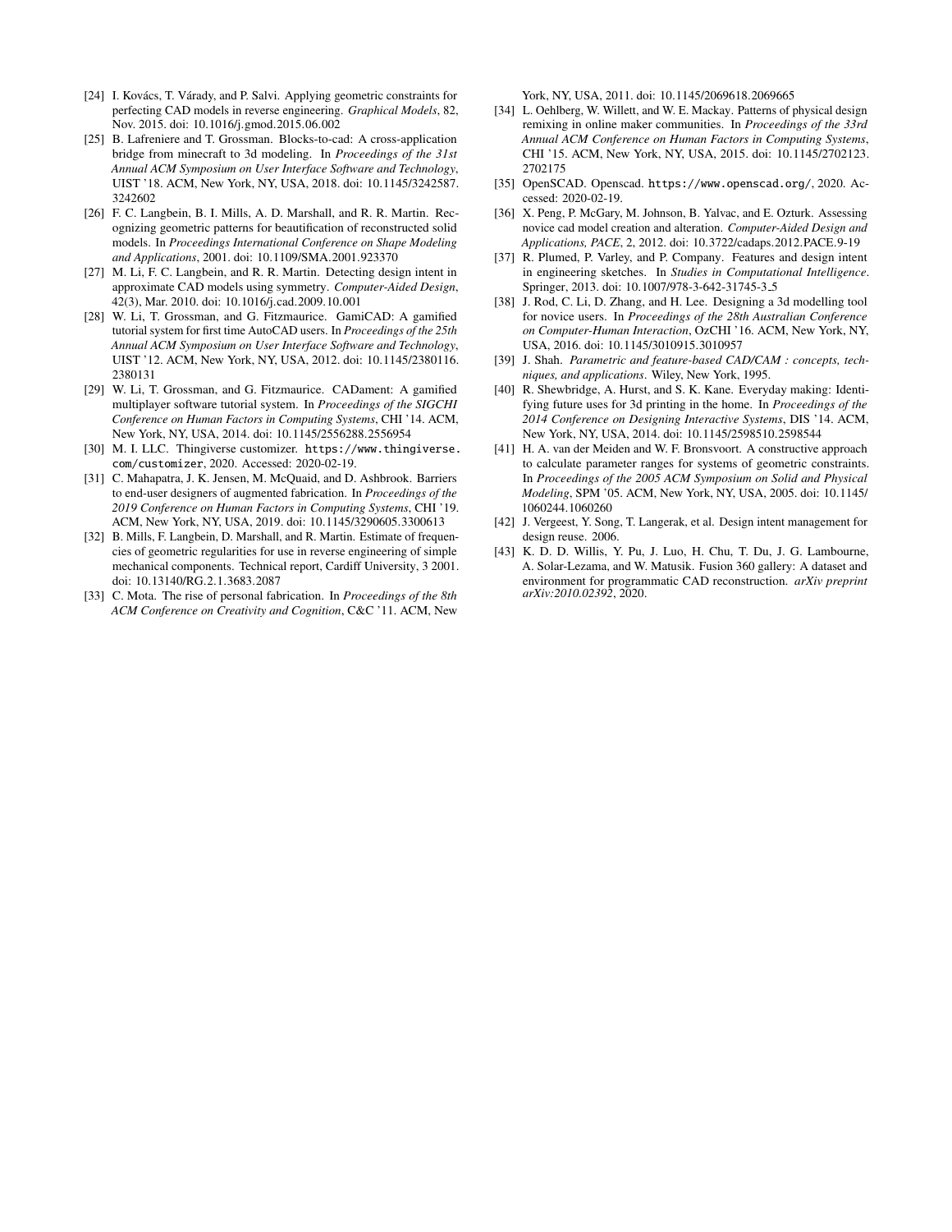[24] I. Kovács, T. Várady, and P. Salvi. Applying geometric constraints for perfecting CAD models in reverse engineering. *Graphical Models*, 82, Nov. 2015. doi: 10.1016/j.gmod.2015.06.002

[25] B. Lafreniere and T. Grossman. Blocks-to-cad: A cross-application bridge from minecraft to 3d modeling. In *Proceedings of the 31st Annual ACM Symposium on User Interface Software and Technology*, UIST '18. ACM, New York, NY, USA, 2018. doi: 10.1145/3242587.3242602

[26] F. C. Langbein, B. I. Mills, A. D. Marshall, and R. R. Martin. Recognizing geometric patterns for beautification of reconstructed solid models. In *Proceedings International Conference on Shape Modeling and Applications*, 2001. doi: 10.1109/SMA.2001.923370

[27] M. Li, F. C. Langbein, and R. R. Martin. Detecting design intent in approximate CAD models using symmetry. *Computer-Aided Design*, 42(3), Mar. 2010. doi: 10.1016/j.cad.2009.10.001

[28] W. Li, T. Grossman, and G. Fitzmaurice. GamiCAD: A gamified tutorial system for first time AutoCAD users. In *Proceedings of the 25th Annual ACM Symposium on User Interface Software and Technology*, UIST '12. ACM, New York, NY, USA, 2012. doi: 10.1145/2380116.2380131

[29] W. Li, T. Grossman, and G. Fitzmaurice. CADament: A gamified multiplayer software tutorial system. In *Proceedings of the SIGCHI Conference on Human Factors in Computing Systems*, CHI '14. ACM, New York, NY, USA, 2014. doi: 10.1145/2556288.2556954

[30] M. I. LLC. Thingiverse customizer. https://www.thingiverse.com/customizer, 2020. Accessed: 2020-02-19.

[31] C. Mahapatra, J. K. Jensen, M. McQuaid, and D. Ashbrook. Barriers to end-user designers of augmented fabrication. In *Proceedings of the 2019 Conference on Human Factors in Computing Systems*, CHI '19. ACM, New York, NY, USA, 2019. doi: 10.1145/3290605.3300613

[32] B. Mills, F. Langbein, D. Marshall, and R. Martin. Estimate of frequencies of geometric regularities for use in reverse engineering of simple mechanical components. Technical report, Cardiff University, 3 2001. doi: 10.13140/RG.2.1.3683.2087

[33] C. Mota. The rise of personal fabrication. In *Proceedings of the 8th ACM Conference on Creativity and Cognition*, C&C '11. ACM, New York, NY, USA, 2011. doi: 10.1145/2069618.2069665

[34] L. Oehlberg, W. Willett, and W. E. Mackay. Patterns of physical design remixing in online maker communities. In *Proceedings of the 33rd Annual ACM Conference on Human Factors in Computing Systems*, CHI '15. ACM, New York, NY, USA, 2015. doi: 10.1145/2702123.2702175

[35] OpenSCAD. Openscad. https://www.openscad.org/, 2020. Accessed: 2020-02-19.

[36] X. Peng, P. McGary, M. Johnson, B. Yalvac, and E. Ozturk. Assessing novice cad model creation and alteration. *Computer-Aided Design and Applications, PACE*, 2, 2012. doi: 10.3722/cadaps.2012.PACE.9-19

[37] R. Plumed, P. Varley, and P. Company. Features and design intent in engineering sketches. In *Studies in Computational Intelligence*. Springer, 2013. doi: 10.1007/978-3-642-31745-3_5

[38] J. Rod, C. Li, D. Zhang, and H. Lee. Designing a 3d modelling tool for novice users. In *Proceedings of the 28th Australian Conference on Computer-Human Interaction*, OzCHI '16. ACM, New York, NY, USA, 2016. doi: 10.1145/3010915.3010957

[39] J. Shah. *Parametric and feature-based CAD/CAM : concepts, techniques, and applications*. Wiley, New York, 1995.

[40] R. Shewbridge, A. Hurst, and S. K. Kane. Everyday making: Identifying future uses for 3d printing in the home. In *Proceedings of the 2014 Conference on Designing Interactive Systems*, DIS '14. ACM, New York, NY, USA, 2014. doi: 10.1145/2598510.2598544

[41] H. A. van der Meiden and W. F. Bronsvoort. A constructive approach to calculate parameter ranges for systems of geometric constraints. In *Proceedings of the 2005 ACM Symposium on Solid and Physical Modeling*, SPM '05. ACM, New York, NY, USA, 2005. doi: 10.1145/1060244.1060260

[42] J. Vergeest, Y. Song, T. Langerak, et al. Design intent management for design reuse. 2006.

[43] K. D. D. Willis, Y. Pu, J. Luo, H. Chu, T. Du, J. G. Lambourne, A. Solar-Lezama, and W. Matusik. Fusion 360 gallery: A dataset and environment for programmatic CAD reconstruction. *arXiv preprint arXiv:2010.02392*, 2020.